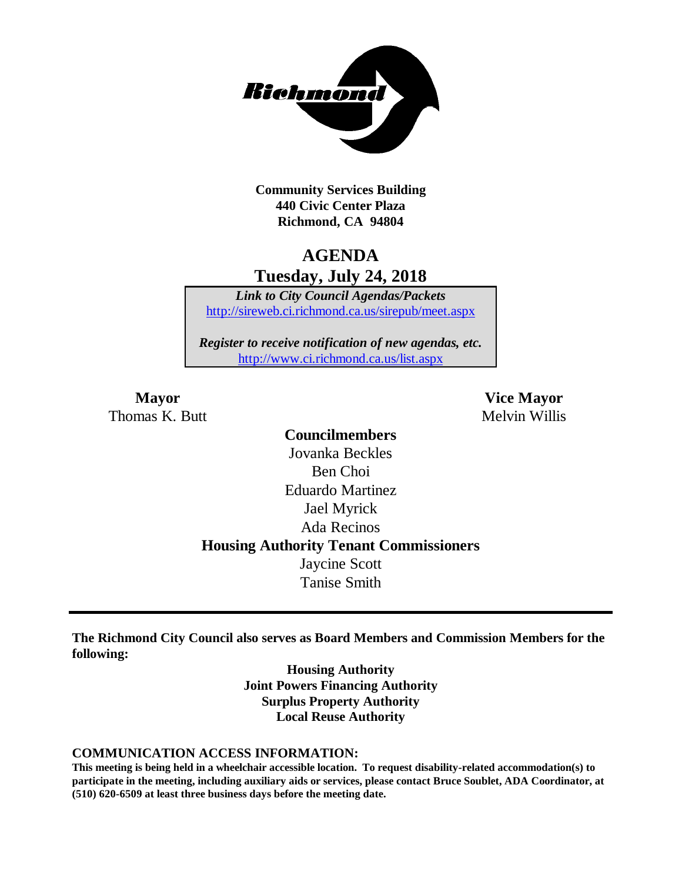**Community Services Building**
**440 Civic Center Plaza**
**Richmond, CA 94804**

# AGENDA
## Tuesday, July 24, 2018

*Link to City Council Agendas/Packets*
http://sireweb.ci.richmond.ca.us/sirepub/meet.aspx

*Register to receive notification of new agendas, etc.*
http://www.ci.richmond.ca.us/list.aspx

**Mayor**
Thomas K. Butt

**Vice Mayor**
Melvin Willis

**Councilmembers**
Jovanka Beckles
Ben Choi
Eduardo Martinez
Jael Myrick
Ada Recinos

**Housing Authority Tenant Commissioners**
Jaycine Scott
Tanise Smith

---

**The Richmond City Council also serves as Board Members and Commission Members for the following:**

**Housing Authority**
**Joint Powers Financing Authority**
**Surplus Property Authority**
**Local Reuse Authority**

**COMMUNICATION ACCESS INFORMATION:**
**This meeting is being held in a wheelchair accessible location. To request disability-related accommodation(s) to participate in the meeting, including auxiliary aids or services, please contact Bruce Soublet, ADA Coordinator, at (510) 620-6509 at least three business days before the meeting date.**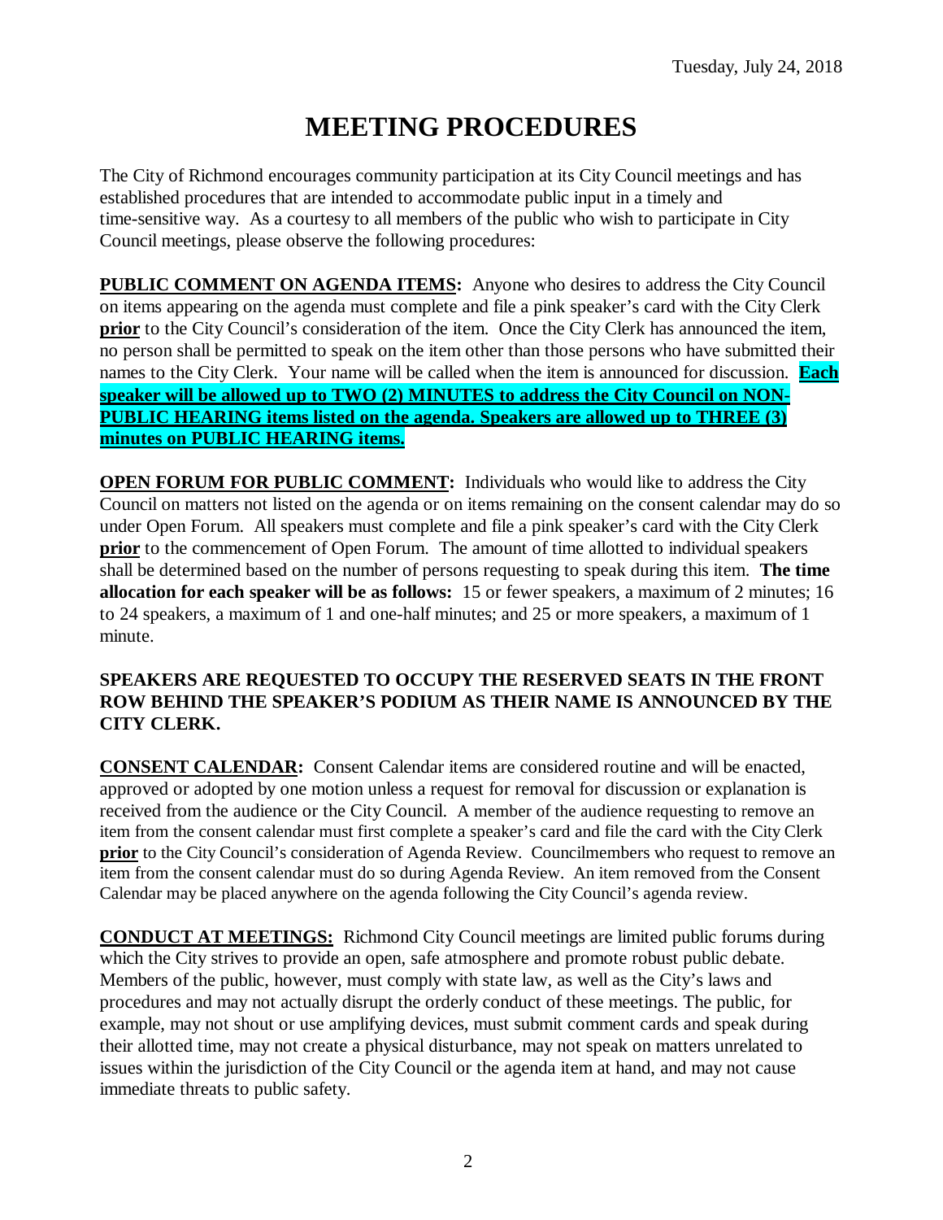Tuesday, July 24, 2018

# MEETING PROCEDURES

The City of Richmond encourages community participation at its City Council meetings and has established procedures that are intended to accommodate public input in a timely and time-sensitive way. As a courtesy to all members of the public who wish to participate in City Council meetings, please observe the following procedures:

**PUBLIC COMMENT ON AGENDA ITEMS:** Anyone who desires to address the City Council on items appearing on the agenda must complete and file a pink speaker's card with the City Clerk **prior** to the City Council's consideration of the item. Once the City Clerk has announced the item, no person shall be permitted to speak on the item other than those persons who have submitted their names to the City Clerk. Your name will be called when the item is announced for discussion. **Each speaker will be allowed up to TWO (2) MINUTES to address the City Council on NON-PUBLIC HEARING items listed on the agenda. Speakers are allowed up to THREE (3) minutes on PUBLIC HEARING items.**

**OPEN FORUM FOR PUBLIC COMMENT:** Individuals who would like to address the City Council on matters not listed on the agenda or on items remaining on the consent calendar may do so under Open Forum. All speakers must complete and file a pink speaker's card with the City Clerk **prior** to the commencement of Open Forum. The amount of time allotted to individual speakers shall be determined based on the number of persons requesting to speak during this item. **The time allocation for each speaker will be as follows:** 15 or fewer speakers, a maximum of 2 minutes; 16 to 24 speakers, a maximum of 1 and one-half minutes; and 25 or more speakers, a maximum of 1 minute.

**SPEAKERS ARE REQUESTED TO OCCUPY THE RESERVED SEATS IN THE FRONT ROW BEHIND THE SPEAKER'S PODIUM AS THEIR NAME IS ANNOUNCED BY THE CITY CLERK.**

**CONSENT CALENDAR:** Consent Calendar items are considered routine and will be enacted, approved or adopted by one motion unless a request for removal for discussion or explanation is received from the audience or the City Council. A member of the audience requesting to remove an item from the consent calendar must first complete a speaker's card and file the card with the City Clerk **prior** to the City Council's consideration of Agenda Review. Councilmembers who request to remove an item from the consent calendar must do so during Agenda Review. An item removed from the Consent Calendar may be placed anywhere on the agenda following the City Council's agenda review.

**CONDUCT AT MEETINGS:** Richmond City Council meetings are limited public forums during which the City strives to provide an open, safe atmosphere and promote robust public debate. Members of the public, however, must comply with state law, as well as the City's laws and procedures and may not actually disrupt the orderly conduct of these meetings. The public, for example, may not shout or use amplifying devices, must submit comment cards and speak during their allotted time, may not create a physical disturbance, may not speak on matters unrelated to issues within the jurisdiction of the City Council or the agenda item at hand, and may not cause immediate threats to public safety.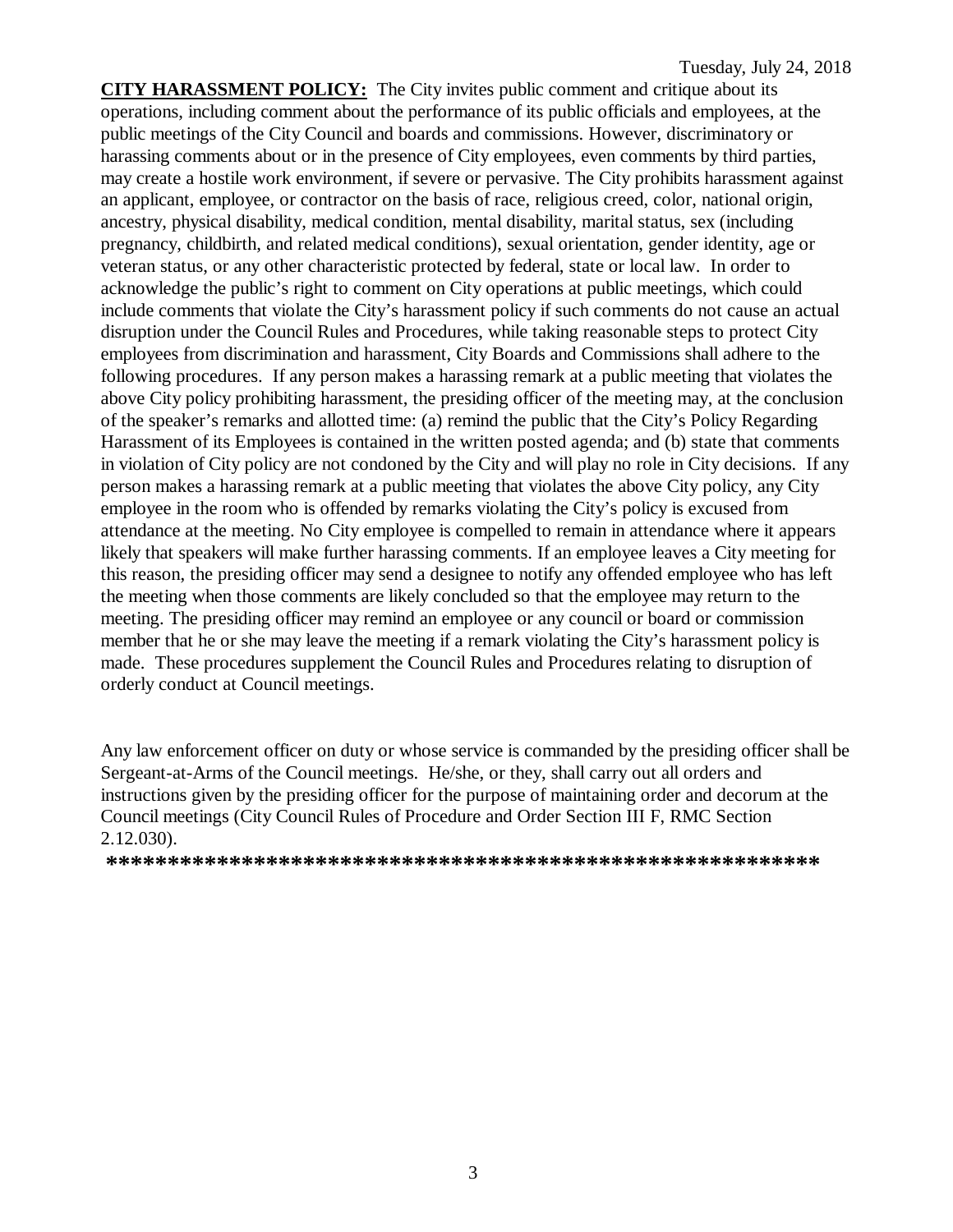**CITY HARASSMENT POLICY:** The City invites public comment and critique about its operations, including comment about the performance of its public officials and employees, at the public meetings of the City Council and boards and commissions. However, discriminatory or harassing comments about or in the presence of City employees, even comments by third parties, may create a hostile work environment, if severe or pervasive. The City prohibits harassment against an applicant, employee, or contractor on the basis of race, religious creed, color, national origin, ancestry, physical disability, medical condition, mental disability, marital status, sex (including pregnancy, childbirth, and related medical conditions), sexual orientation, gender identity, age or veteran status, or any other characteristic protected by federal, state or local law. In order to acknowledge the public's right to comment on City operations at public meetings, which could include comments that violate the City's harassment policy if such comments do not cause an actual disruption under the Council Rules and Procedures, while taking reasonable steps to protect City employees from discrimination and harassment, City Boards and Commissions shall adhere to the following procedures. If any person makes a harassing remark at a public meeting that violates the above City policy prohibiting harassment, the presiding officer of the meeting may, at the conclusion of the speaker's remarks and allotted time: (a) remind the public that the City's Policy Regarding Harassment of its Employees is contained in the written posted agenda; and (b) state that comments in violation of City policy are not condoned by the City and will play no role in City decisions. If any person makes a harassing remark at a public meeting that violates the above City policy, any City employee in the room who is offended by remarks violating the City's policy is excused from attendance at the meeting. No City employee is compelled to remain in attendance where it appears likely that speakers will make further harassing comments. If an employee leaves a City meeting for this reason, the presiding officer may send a designee to notify any offended employee who has left the meeting when those comments are likely concluded so that the employee may return to the meeting. The presiding officer may remind an employee or any council or board or commission member that he or she may leave the meeting if a remark violating the City's harassment policy is made. These procedures supplement the Council Rules and Procedures relating to disruption of orderly conduct at Council meetings.

Any law enforcement officer on duty or whose service is commanded by the presiding officer shall be Sergeant-at-Arms of the Council meetings. He/she, or they, shall carry out all orders and instructions given by the presiding officer for the purpose of maintaining order and decorum at the Council meetings (City Council Rules of Procedure and Order Section III F, RMC Section 2.12.030).

**********************************************************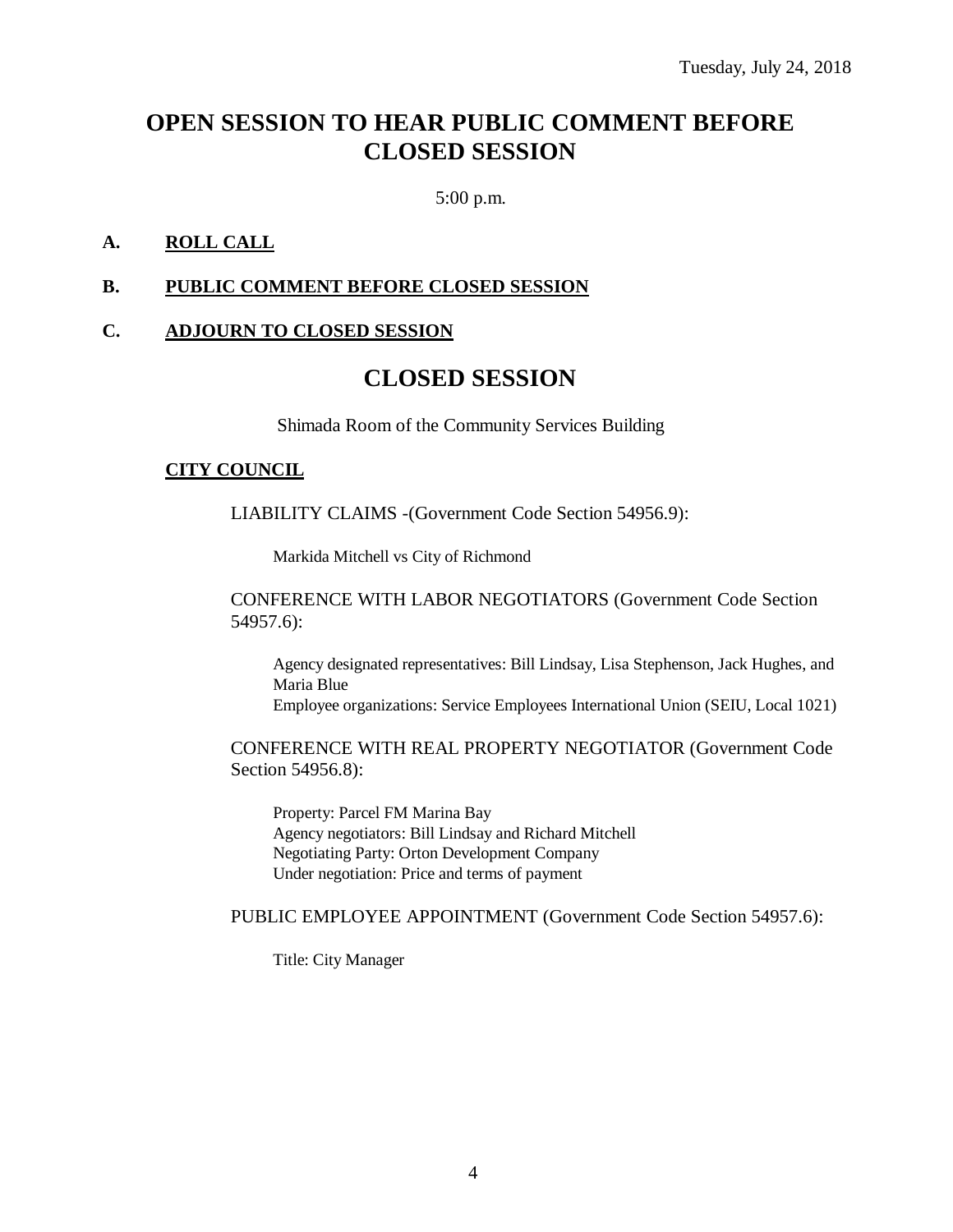Tuesday, July 24, 2018

# OPEN SESSION TO HEAR PUBLIC COMMENT BEFORE CLOSED SESSION

5:00 p.m.

**A. ROLL CALL**

**B. PUBLIC COMMENT BEFORE CLOSED SESSION**

**C. ADJOURN TO CLOSED SESSION**

# CLOSED SESSION

Shimada Room of the Community Services Building

**CITY COUNCIL**

LIABILITY CLAIMS -(Government Code Section 54956.9):

Markida Mitchell vs City of Richmond

CONFERENCE WITH LABOR NEGOTIATORS (Government Code Section 54957.6):

Agency designated representatives: Bill Lindsay, Lisa Stephenson, Jack Hughes, and Maria Blue
Employee organizations: Service Employees International Union (SEIU, Local 1021)

CONFERENCE WITH REAL PROPERTY NEGOTIATOR (Government Code Section 54956.8):

Property: Parcel FM Marina Bay
Agency negotiators: Bill Lindsay and Richard Mitchell
Negotiating Party: Orton Development Company
Under negotiation: Price and terms of payment

PUBLIC EMPLOYEE APPOINTMENT (Government Code Section 54957.6):

Title: City Manager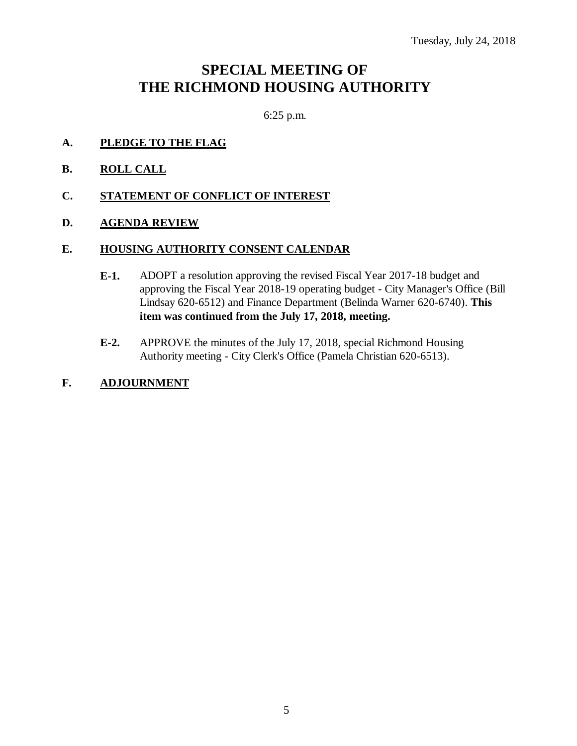Tuesday, July 24, 2018

# SPECIAL MEETING OF THE RICHMOND HOUSING AUTHORITY

6:25 p.m.

**A. PLEDGE TO THE FLAG**

**B. ROLL CALL**

**C. STATEMENT OF CONFLICT OF INTEREST**

**D. AGENDA REVIEW**

**E. HOUSING AUTHORITY CONSENT CALENDAR**

**E-1.** ADOPT a resolution approving the revised Fiscal Year 2017-18 budget and approving the Fiscal Year 2018-19 operating budget - City Manager's Office (Bill Lindsay 620-6512) and Finance Department (Belinda Warner 620-6740). **This item was continued from the July 17, 2018, meeting.**

**E-2.** APPROVE the minutes of the July 17, 2018, special Richmond Housing Authority meeting - City Clerk's Office (Pamela Christian 620-6513).

**F. ADJOURNMENT**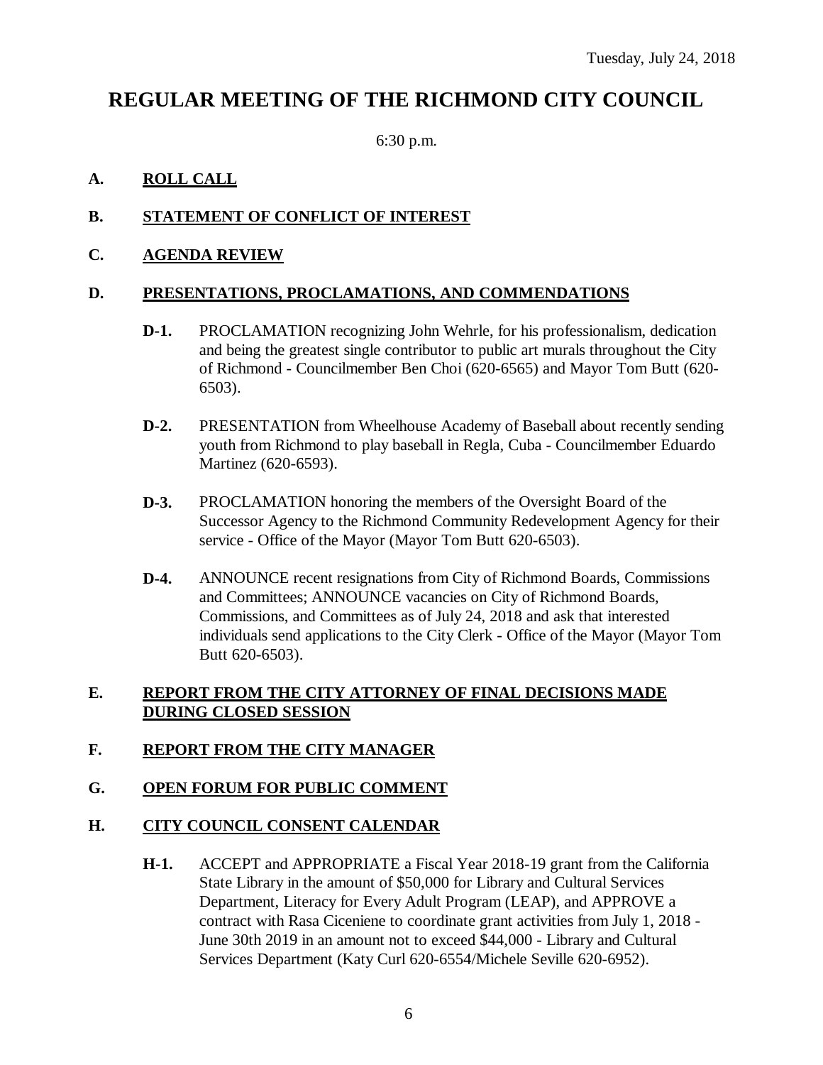Tuesday, July 24, 2018

# REGULAR MEETING OF THE RICHMOND CITY COUNCIL

6:30 p.m.

**A. ROLL CALL**

**B. STATEMENT OF CONFLICT OF INTEREST**

**C. AGENDA REVIEW**

**D. PRESENTATIONS, PROCLAMATIONS, AND COMMENDATIONS**

**D-1.** PROCLAMATION recognizing John Wehrle, for his professionalism, dedication and being the greatest single contributor to public art murals throughout the City of Richmond - Councilmember Ben Choi (620-6565) and Mayor Tom Butt (620-6503).

**D-2.** PRESENTATION from Wheelhouse Academy of Baseball about recently sending youth from Richmond to play baseball in Regla, Cuba - Councilmember Eduardo Martinez (620-6593).

**D-3.** PROCLAMATION honoring the members of the Oversight Board of the Successor Agency to the Richmond Community Redevelopment Agency for their service - Office of the Mayor (Mayor Tom Butt 620-6503).

**D-4.** ANNOUNCE recent resignations from City of Richmond Boards, Commissions and Committees; ANNOUNCE vacancies on City of Richmond Boards, Commissions, and Committees as of July 24, 2018 and ask that interested individuals send applications to the City Clerk - Office of the Mayor (Mayor Tom Butt 620-6503).

**E. REPORT FROM THE CITY ATTORNEY OF FINAL DECISIONS MADE DURING CLOSED SESSION**

**F. REPORT FROM THE CITY MANAGER**

**G. OPEN FORUM FOR PUBLIC COMMENT**

**H. CITY COUNCIL CONSENT CALENDAR**

**H-1.** ACCEPT and APPROPRIATE a Fiscal Year 2018-19 grant from the California State Library in the amount of $50,000 for Library and Cultural Services Department, Literacy for Every Adult Program (LEAP), and APPROVE a contract with Rasa Ciceniene to coordinate grant activities from July 1, 2018 - June 30th 2019 in an amount not to exceed $44,000 - Library and Cultural Services Department (Katy Curl 620-6554/Michele Seville 620-6952).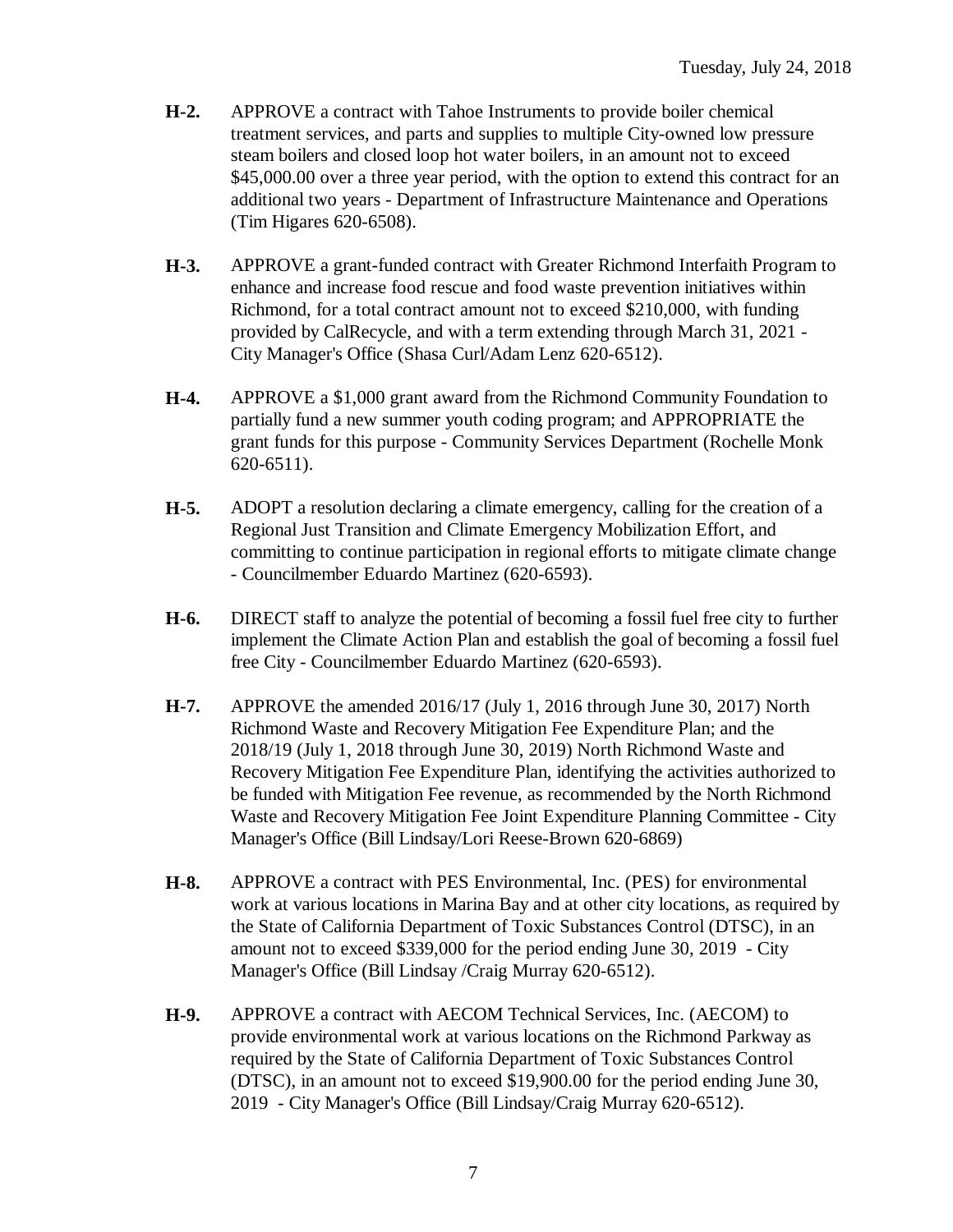**H-2.** APPROVE a contract with Tahoe Instruments to provide boiler chemical treatment services, and parts and supplies to multiple City-owned low pressure steam boilers and closed loop hot water boilers, in an amount not to exceed \$45,000.00 over a three year period, with the option to extend this contract for an additional two years - Department of Infrastructure Maintenance and Operations (Tim Higares 620-6508).

**H-3.** APPROVE a grant-funded contract with Greater Richmond Interfaith Program to enhance and increase food rescue and food waste prevention initiatives within Richmond, for a total contract amount not to exceed \$210,000, with funding provided by CalRecycle, and with a term extending through March 31, 2021 - City Manager's Office (Shasa Curl/Adam Lenz 620-6512).

**H-4.** APPROVE a \$1,000 grant award from the Richmond Community Foundation to partially fund a new summer youth coding program; and APPROPRIATE the grant funds for this purpose - Community Services Department (Rochelle Monk 620-6511).

**H-5.** ADOPT a resolution declaring a climate emergency, calling for the creation of a Regional Just Transition and Climate Emergency Mobilization Effort, and committing to continue participation in regional efforts to mitigate climate change - Councilmember Eduardo Martinez (620-6593).

**H-6.** DIRECT staff to analyze the potential of becoming a fossil fuel free city to further implement the Climate Action Plan and establish the goal of becoming a fossil fuel free City - Councilmember Eduardo Martinez (620-6593).

**H-7.** APPROVE the amended 2016/17 (July 1, 2016 through June 30, 2017) North Richmond Waste and Recovery Mitigation Fee Expenditure Plan; and the 2018/19 (July 1, 2018 through June 30, 2019) North Richmond Waste and Recovery Mitigation Fee Expenditure Plan, identifying the activities authorized to be funded with Mitigation Fee revenue, as recommended by the North Richmond Waste and Recovery Mitigation Fee Joint Expenditure Planning Committee - City Manager's Office (Bill Lindsay/Lori Reese-Brown 620-6869)

**H-8.** APPROVE a contract with PES Environmental, Inc. (PES) for environmental work at various locations in Marina Bay and at other city locations, as required by the State of California Department of Toxic Substances Control (DTSC), in an amount not to exceed \$339,000 for the period ending June 30, 2019 - City Manager's Office (Bill Lindsay /Craig Murray 620-6512).

**H-9.** APPROVE a contract with AECOM Technical Services, Inc. (AECOM) to provide environmental work at various locations on the Richmond Parkway as required by the State of California Department of Toxic Substances Control (DTSC), in an amount not to exceed \$19,900.00 for the period ending June 30, 2019 - City Manager's Office (Bill Lindsay/Craig Murray 620-6512).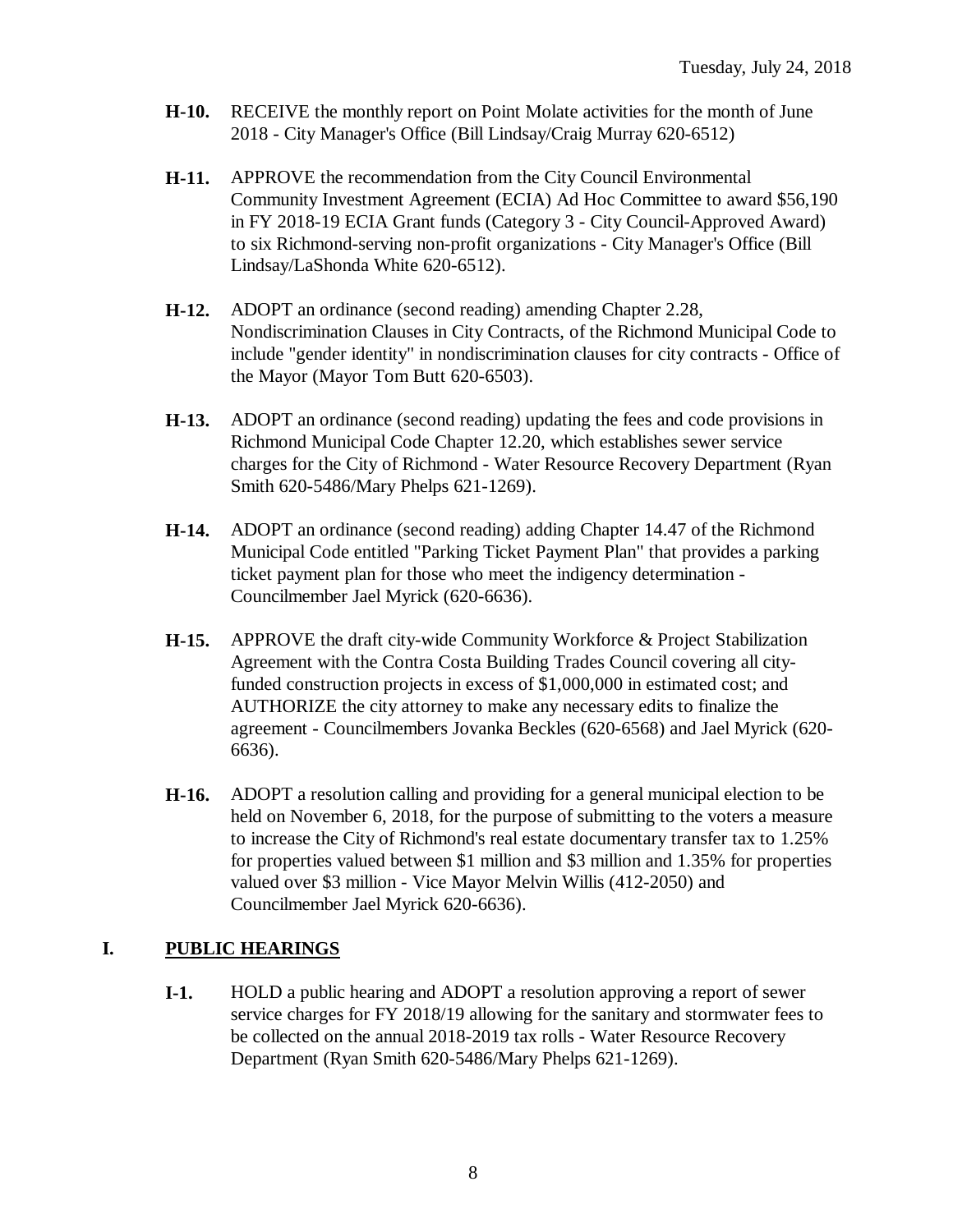- **H-10.** RECEIVE the monthly report on Point Molate activities for the month of June 2018 - City Manager's Office (Bill Lindsay/Craig Murray 620-6512)

- **H-11.** APPROVE the recommendation from the City Council Environmental Community Investment Agreement (ECIA) Ad Hoc Committee to award $56,190 in FY 2018-19 ECIA Grant funds (Category 3 - City Council-Approved Award) to six Richmond-serving non-profit organizations - City Manager's Office (Bill Lindsay/LaShonda White 620-6512).

- **H-12.** ADOPT an ordinance (second reading) amending Chapter 2.28, Nondiscrimination Clauses in City Contracts, of the Richmond Municipal Code to include "gender identity" in nondiscrimination clauses for city contracts - Office of the Mayor (Mayor Tom Butt 620-6503).

- **H-13.** ADOPT an ordinance (second reading) updating the fees and code provisions in Richmond Municipal Code Chapter 12.20, which establishes sewer service charges for the City of Richmond - Water Resource Recovery Department (Ryan Smith 620-5486/Mary Phelps 621-1269).

- **H-14.** ADOPT an ordinance (second reading) adding Chapter 14.47 of the Richmond Municipal Code entitled "Parking Ticket Payment Plan" that provides a parking ticket payment plan for those who meet the indigency determination - Councilmember Jael Myrick (620-6636).

- **H-15.** APPROVE the draft city-wide Community Workforce & Project Stabilization Agreement with the Contra Costa Building Trades Council covering all city-funded construction projects in excess of $1,000,000 in estimated cost; and AUTHORIZE the city attorney to make any necessary edits to finalize the agreement - Councilmembers Jovanka Beckles (620-6568) and Jael Myrick (620-6636).

- **H-16.** ADOPT a resolution calling and providing for a general municipal election to be held on November 6, 2018, for the purpose of submitting to the voters a measure to increase the City of Richmond's real estate documentary transfer tax to 1.25% for properties valued between $1 million and $3 million and 1.35% for properties valued over $3 million - Vice Mayor Melvin Willis (412-2050) and Councilmember Jael Myrick 620-6636).

## I. PUBLIC HEARINGS

- **I-1.** HOLD a public hearing and ADOPT a resolution approving a report of sewer service charges for FY 2018/19 allowing for the sanitary and stormwater fees to be collected on the annual 2018-2019 tax rolls - Water Resource Recovery Department (Ryan Smith 620-5486/Mary Phelps 621-1269).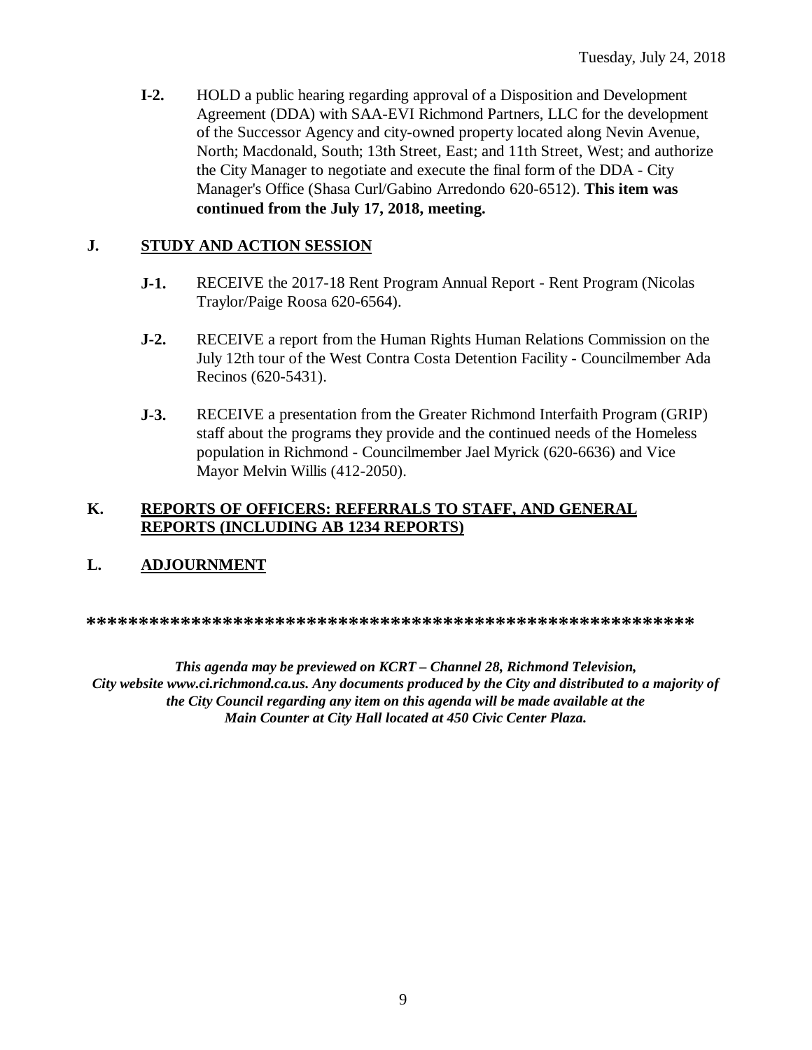**I-2.** HOLD a public hearing regarding approval of a Disposition and Development Agreement (DDA) with SAA-EVI Richmond Partners, LLC for the development of the Successor Agency and city-owned property located along Nevin Avenue, North; Macdonald, South; 13th Street, East; and 11th Street, West; and authorize the City Manager to negotiate and execute the final form of the DDA - City Manager's Office (Shasa Curl/Gabino Arredondo 620-6512). **This item was continued from the July 17, 2018, meeting.**

## J. STUDY AND ACTION SESSION

**J-1.** RECEIVE the 2017-18 Rent Program Annual Report - Rent Program (Nicolas Traylor/Paige Roosa 620-6564).

**J-2.** RECEIVE a report from the Human Rights Human Relations Commission on the July 12th tour of the West Contra Costa Detention Facility - Councilmember Ada Recinos (620-5431).

**J-3.** RECEIVE a presentation from the Greater Richmond Interfaith Program (GRIP) staff about the programs they provide and the continued needs of the Homeless population in Richmond - Councilmember Jael Myrick (620-6636) and Vice Mayor Melvin Willis (412-2050).

## K. REPORTS OF OFFICERS: REFERRALS TO STAFF, AND GENERAL REPORTS (INCLUDING AB 1234 REPORTS)

## L. ADJOURNMENT

**********************************************************

***This agenda may be previewed on KCRT – Channel 28, Richmond Television, City website www.ci.richmond.ca.us. Any documents produced by the City and distributed to a majority of the City Council regarding any item on this agenda will be made available at the Main Counter at City Hall located at 450 Civic Center Plaza.***